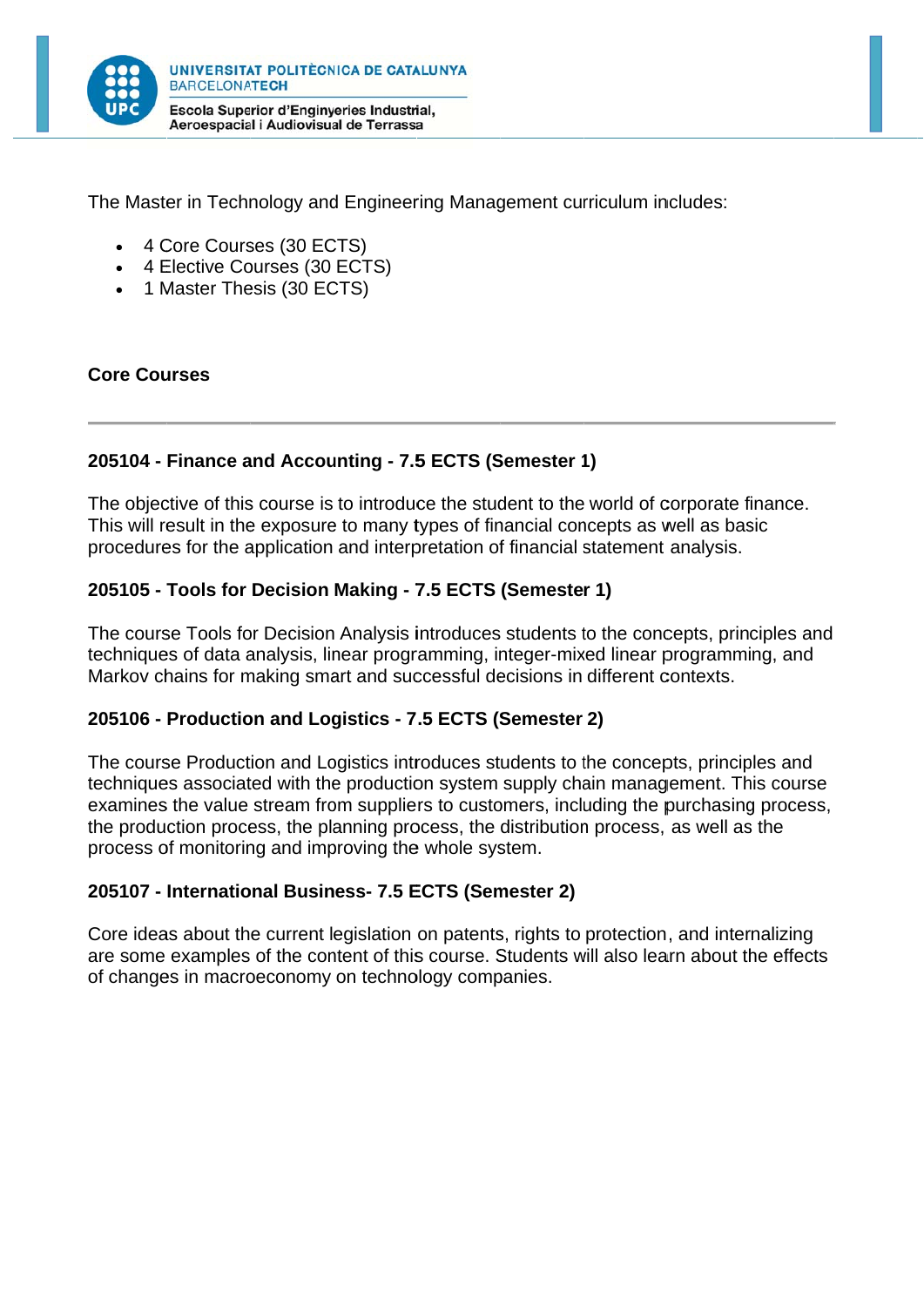The Master in Technology and Engineering Management curriculum includes:

- 4 Core Courses (30 ECTS)
- 4 Elective Courses (30 ECTS)
- 1 Master Thesis (30 ECTS)

## Core Courses

---

### 205104 - Finance and Accounting - 7.5 ECTS (Semester 1)

The objective of this course is to introduce the student to the world of corporate finance. This will result in the exposure to many types of financial concepts as well as basic procedures for the application and interpretation of financial statement analysis.

### 205105 - Tools for Decision Making - 7.5 ECTS (Semester 1)

The course Tools for Decision Analysis introduces students to the concepts, principles and techniques of data analysis, linear programming, integer-mixed linear programming, and Markov chains for making smart and successful decisions in different contexts.

### 205106 - Production and Logistics - 7.5 ECTS (Semester 2)

The course Production and Logistics introduces students to the concepts, principles and techniques associated with the production system supply chain management. This course examines the value stream from suppliers to customers, including the purchasing process, the production process, the planning process, the distribution process, as well as the process of monitoring and improving the whole system.

### 205107 - International Business- 7.5 ECTS (Semester 2)

Core ideas about the current legislation on patents, rights to protection, and internalizing are some examples of the content of this course. Students will also learn about the effects of changes in macroeconomy on technology companies.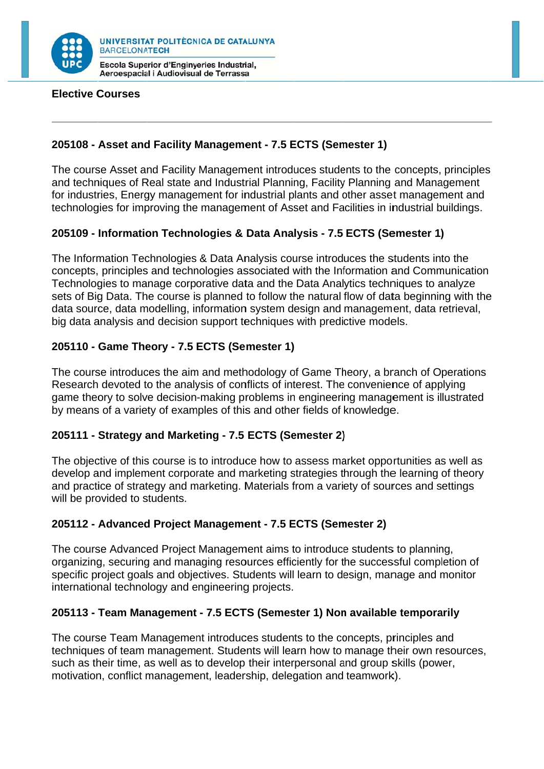## Elective Courses

### 205108 - Asset and Facility Management - 7.5 ECTS (Semester 1)

The course Asset and Facility Management introduces students to the concepts, principles and techniques of Real state and Industrial Planning, Facility Planning and Management for industries, Energy management for industrial plants and other asset management and technologies for improving the management of Asset and Facilities in industrial buildings.

### 205109 - Information Technologies & Data Analysis - 7.5 ECTS (Semester 1)

The Information Technologies & Data Analysis course introduces the students into the concepts, principles and technologies associated with the Information and Communication Technologies to manage corporative data and the Data Analytics techniques to analyze sets of Big Data. The course is planned to follow the natural flow of data beginning with the data source, data modelling, information system design and management, data retrieval, big data analysis and decision support techniques with predictive models.

### 205110 - Game Theory - 7.5 ECTS (Semester 1)

The course introduces the aim and methodology of Game Theory, a branch of Operations Research devoted to the analysis of conflicts of interest. The convenience of applying game theory to solve decision-making problems in engineering management is illustrated by means of a variety of examples of this and other fields of knowledge.

### 205111 - Strategy and Marketing - 7.5 ECTS (Semester 2)

The objective of this course is to introduce how to assess market opportunities as well as develop and implement corporate and marketing strategies through the learning of theory and practice of strategy and marketing. Materials from a variety of sources and settings will be provided to students.

### 205112 - Advanced Project Management - 7.5 ECTS (Semester 2)

The course Advanced Project Management aims to introduce students to planning, organizing, securing and managing resources efficiently for the successful completion of specific project goals and objectives. Students will learn to design, manage and monitor international technology and engineering projects.

### 205113 - Team Management - 7.5 ECTS (Semester 1) Non available temporarily

The course Team Management introduces students to the concepts, principles and techniques of team management. Students will learn how to manage their own resources, such as their time, as well as to develop their interpersonal and group skills (power, motivation, conflict management, leadership, delegation and teamwork).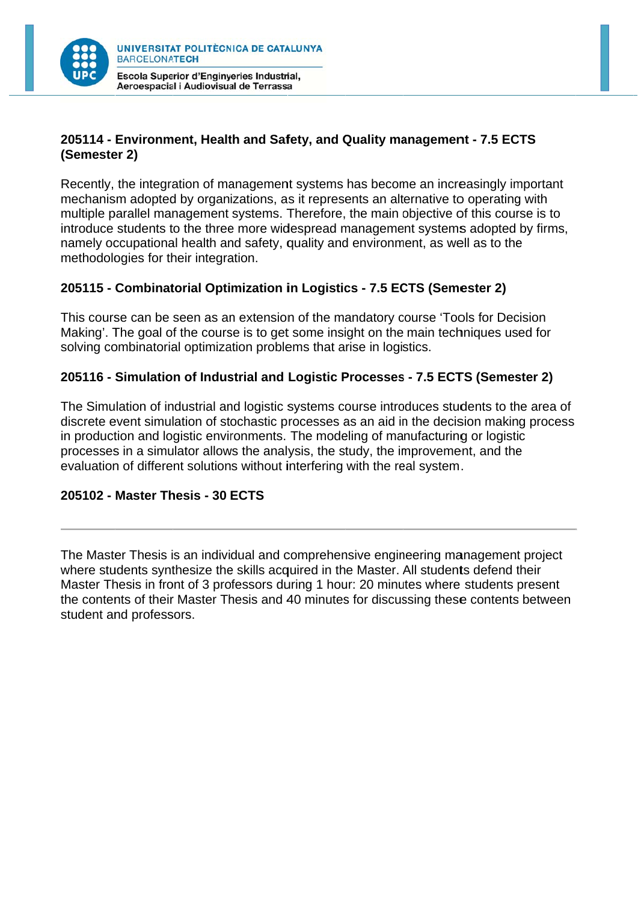### 205114 - Environment, Health and Safety, and Quality management - 7.5 ECTS (Semester 2)

Recently, the integration of management systems has become an increasingly important mechanism adopted by organizations, as it represents an alternative to operating with multiple parallel management systems. Therefore, the main objective of this course is to introduce students to the three more widespread management systems adopted by firms, namely occupational health and safety, quality and environment, as well as to the methodologies for their integration.

### 205115 - Combinatorial Optimization in Logistics - 7.5 ECTS (Semester 2)

This course can be seen as an extension of the mandatory course 'Tools for Decision Making'. The goal of the course is to get some insight on the main techniques used for solving combinatorial optimization problems that arise in logistics.

### 205116 - Simulation of Industrial and Logistic Processes - 7.5 ECTS (Semester 2)

The Simulation of industrial and logistic systems course introduces students to the area of discrete event simulation of stochastic processes as an aid in the decision making process in production and logistic environments. The modeling of manufacturing or logistic processes in a simulator allows the analysis, the study, the improvement, and the evaluation of different solutions without interfering with the real system.

### 205102 - Master Thesis - 30 ECTS

---

The Master Thesis is an individual and comprehensive engineering management project where students synthesize the skills acquired in the Master. All students defend their Master Thesis in front of 3 professors during 1 hour: 20 minutes where students present the contents of their Master Thesis and 40 minutes for discussing these contents between student and professors.